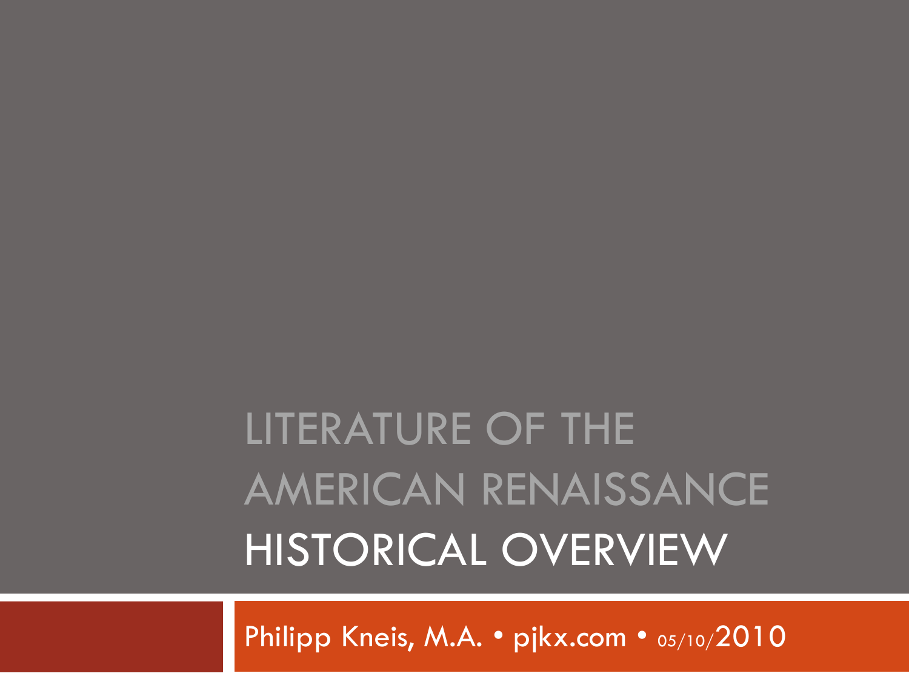# LITERATURE OF THE AMERICAN RENAISSANCE

## HISTORICAL OVERVIEW

Philipp Kneis, M.A. • pjkx.com • 05/10/2010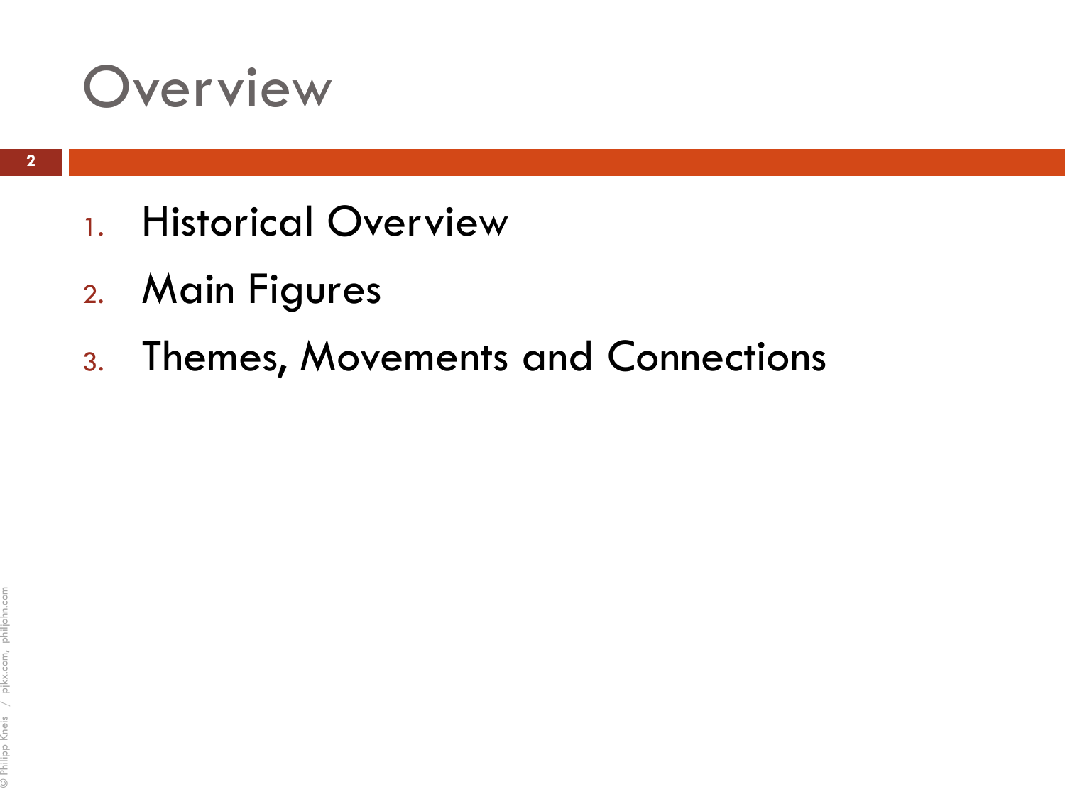# Overview

1. Historical Overview
2. Main Figures
3. Themes, Movements and Connections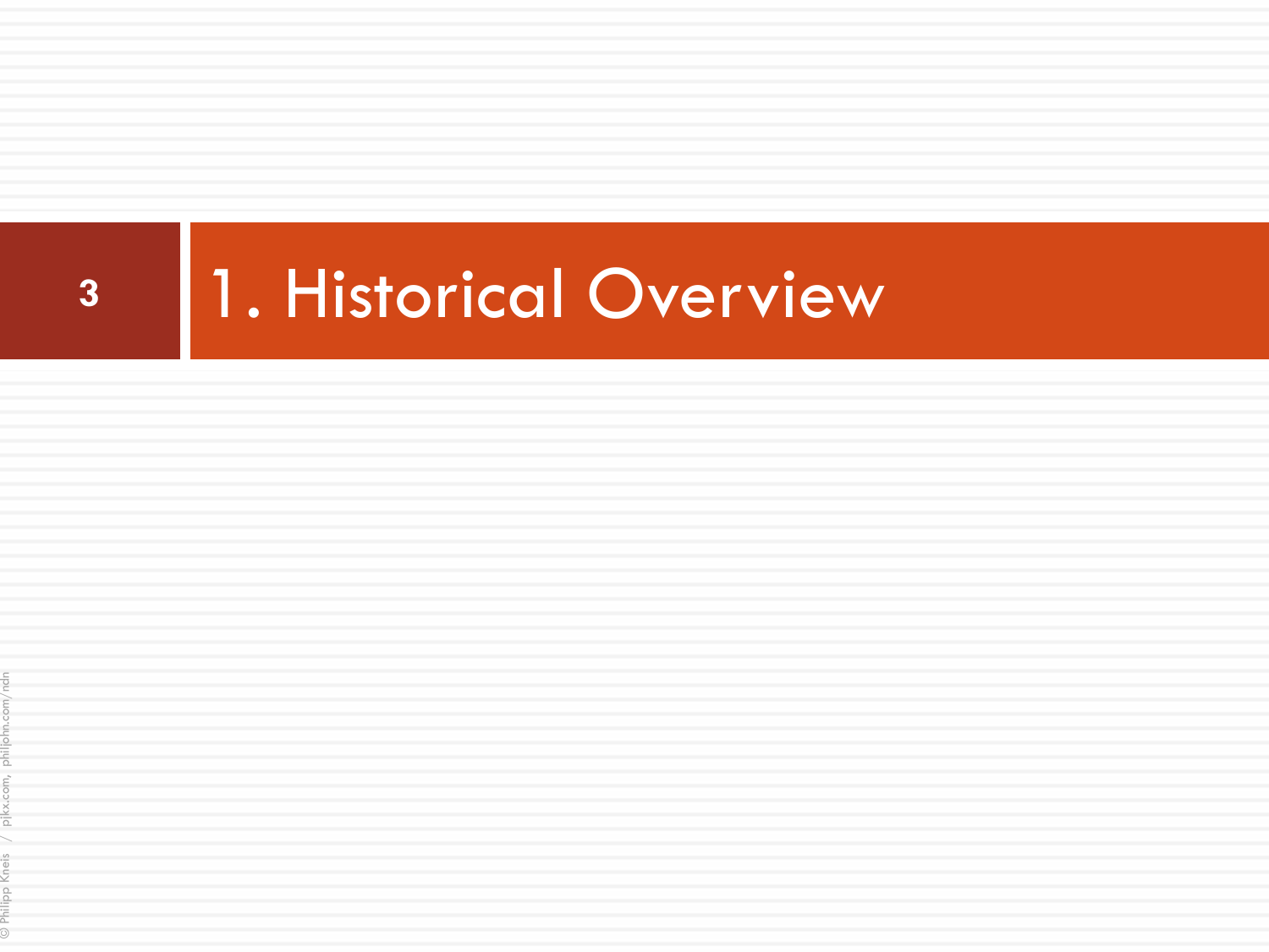# 1. Historical Overview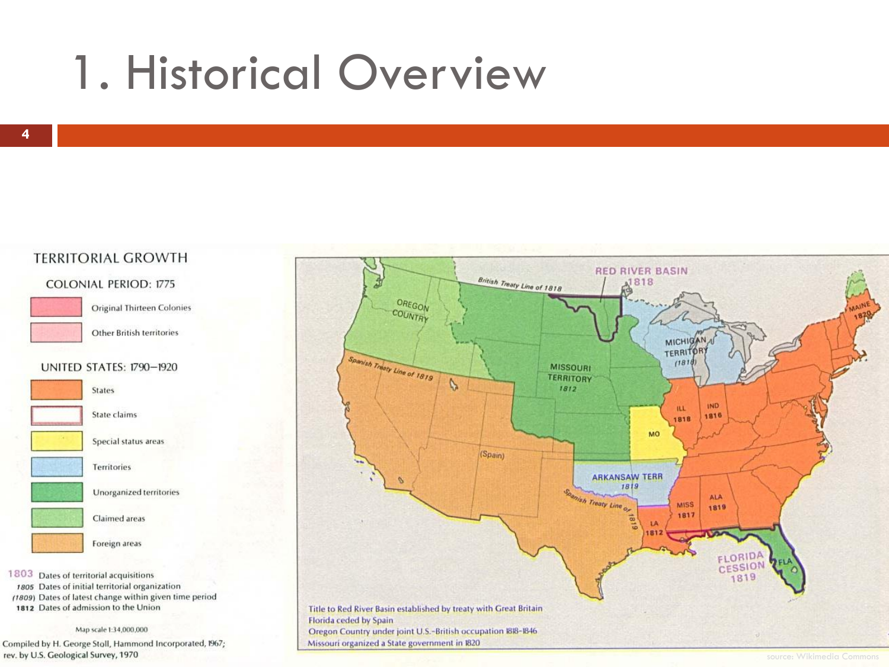# 1. Historical Overview

TERRITORIAL GROWTH

COLONIAL PERIOD: 1775

- Original Thirteen Colonies
- Other British territories

UNITED STATES: 1790–1920

- States
- State claims
- Special status areas
- Territories
- Unorganized territories
- Claimed areas
- Foreign areas

1803 Dates of territorial acquisitions
1805 Dates of initial territorial organization
(1809) Dates of latest change within given time period
1812 Dates of admission to the Union

Map scale 1:34,000,000

Compiled by H. George Stoll, Hammond Incorporated, 1967; rev. by U.S. Geological Survey, 1970

RED RIVER BASIN 1818

British Treaty Line of 1818

OREGON COUNTRY

MISSOURI TERRITORY 1812

MICHIGAN TERRITORY (1818)

MAINE 1820

Spanish Treaty Line of 1819

(Spain)

ILL 1818

IND 1816

MO

ARKANSAW TERR 1819

MISS 1817

ALA 1819

LA 1812

FLORIDA CESSION 1819

FLA

Title to Red River Basin established by treaty with Great Britain
Florida ceded by Spain
Oregon Country under joint U.S.-British occupation 1818-1846
Missouri organized a State government in 1820

source: Wikimedia Commons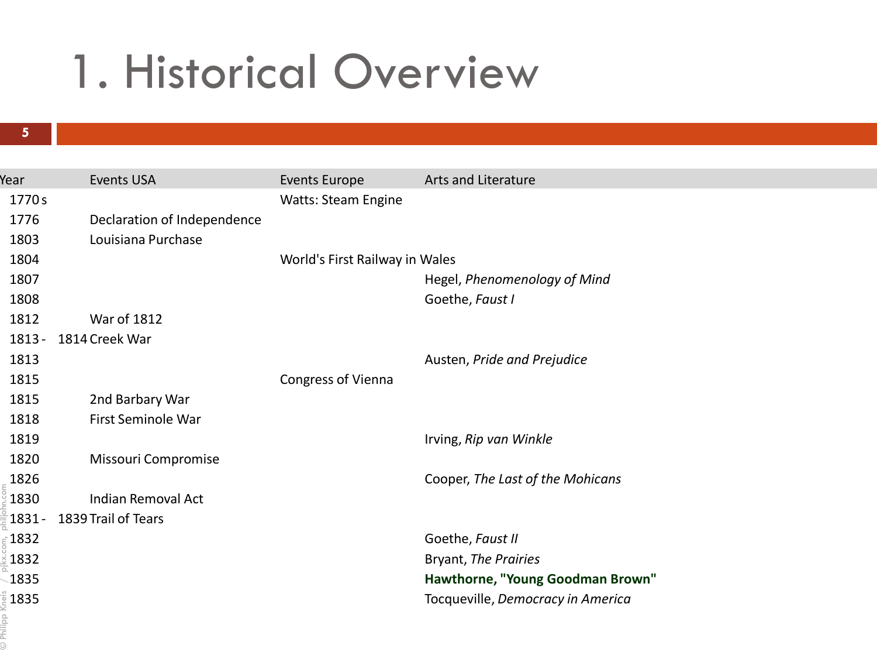# 1. Historical Overview

| Year | Events USA | Events Europe | Arts and Literature |
|---|---|---|---|
| 1770s | | Watts: Steam Engine | |
| 1776 | Declaration of Independence | | |
| 1803 | Louisiana Purchase | | |
| 1804 | | World's First Railway in Wales | |
| 1807 | | | Hegel, *Phenomenology of Mind* |
| 1808 | | | Goethe, *Faust I* |
| 1812 | War of 1812 | | |
| 1813 - 1814 | Creek War | | |
| 1813 | | | Austen, *Pride and Prejudice* |
| 1815 | | Congress of Vienna | |
| 1815 | 2nd Barbary War | | |
| 1818 | First Seminole War | | |
| 1819 | | | Irving, *Rip van Winkle* |
| 1820 | Missouri Compromise | | |
| 1826 | | | Cooper, *The Last of the Mohicans* |
| 1830 | Indian Removal Act | | |
| 1831 - 1839 | Trail of Tears | | |
| 1832 | | | Goethe, *Faust II* |
| 1832 | | | Bryant, *The Prairies* |
| 1835 | | | **Hawthorne, "Young Goodman Brown"** |
| 1835 | | | Tocqueville, *Democracy in America* |

© Philipp Kneis / pjkx.com, philjohn.com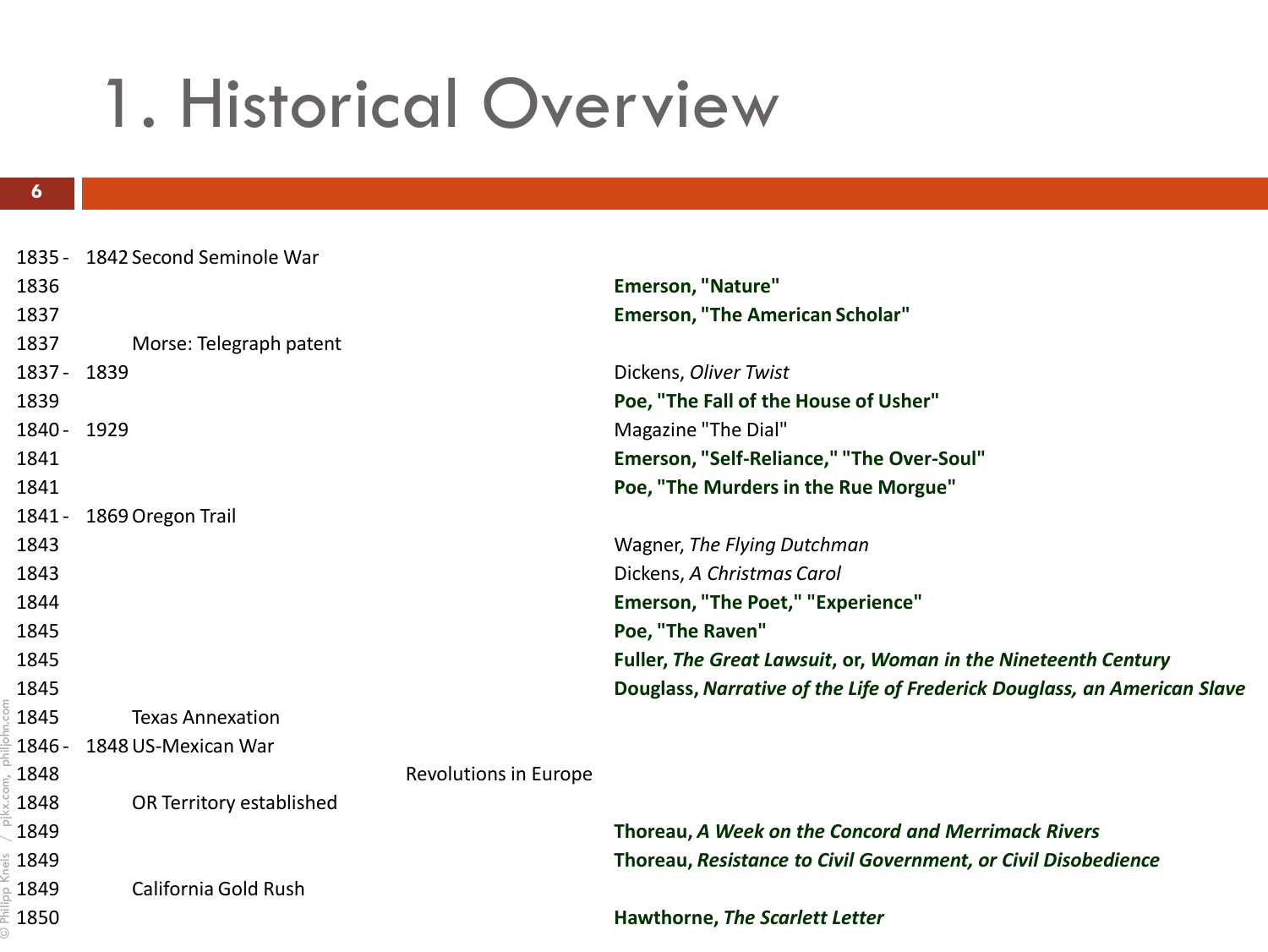# 1. Historical Overview

| Year | | Event (US) | Event (Europe) | Literature / Culture |
|---|---|---|---|---|
| 1835 - | 1842 | Second Seminole War | | |
| 1836 | | | | **Emerson, "Nature"** |
| 1837 | | | | **Emerson, "The American Scholar"** |
| 1837 | | Morse: Telegraph patent | | |
| 1837 - | 1839 | | | Dickens, *Oliver Twist* |
| 1839 | | | | **Poe, "The Fall of the House of Usher"** |
| 1840 - | 1929 | | | Magazine "The Dial" |
| 1841 | | | | **Emerson, "Self-Reliance," "The Over-Soul"** |
| 1841 | | | | **Poe, "The Murders in the Rue Morgue"** |
| 1841 - | 1869 | Oregon Trail | | |
| 1843 | | | | Wagner, *The Flying Dutchman* |
| 1843 | | | | Dickens, *A Christmas Carol* |
| 1844 | | | | **Emerson, "The Poet," "Experience"** |
| 1845 | | | | **Poe, "The Raven"** |
| 1845 | | | | **Fuller, *The Great Lawsuit*, or, *Woman in the Nineteenth Century*** |
| 1845 | | | | **Douglass, *Narrative of the Life of Frederick Douglass, an American Slave*** |
| 1845 | | Texas Annexation | | |
| 1846 - | 1848 | US-Mexican War | | |
| 1848 | | | Revolutions in Europe | |
| 1848 | | OR Territory established | | |
| 1849 | | | | **Thoreau, *A Week on the Concord and Merrimack Rivers*** |
| 1849 | | | | **Thoreau, *Resistance to Civil Government, or Civil Disobedience*** |
| 1849 | | California Gold Rush | | |
| 1850 | | | | **Hawthorne, *The Scarlett Letter*** |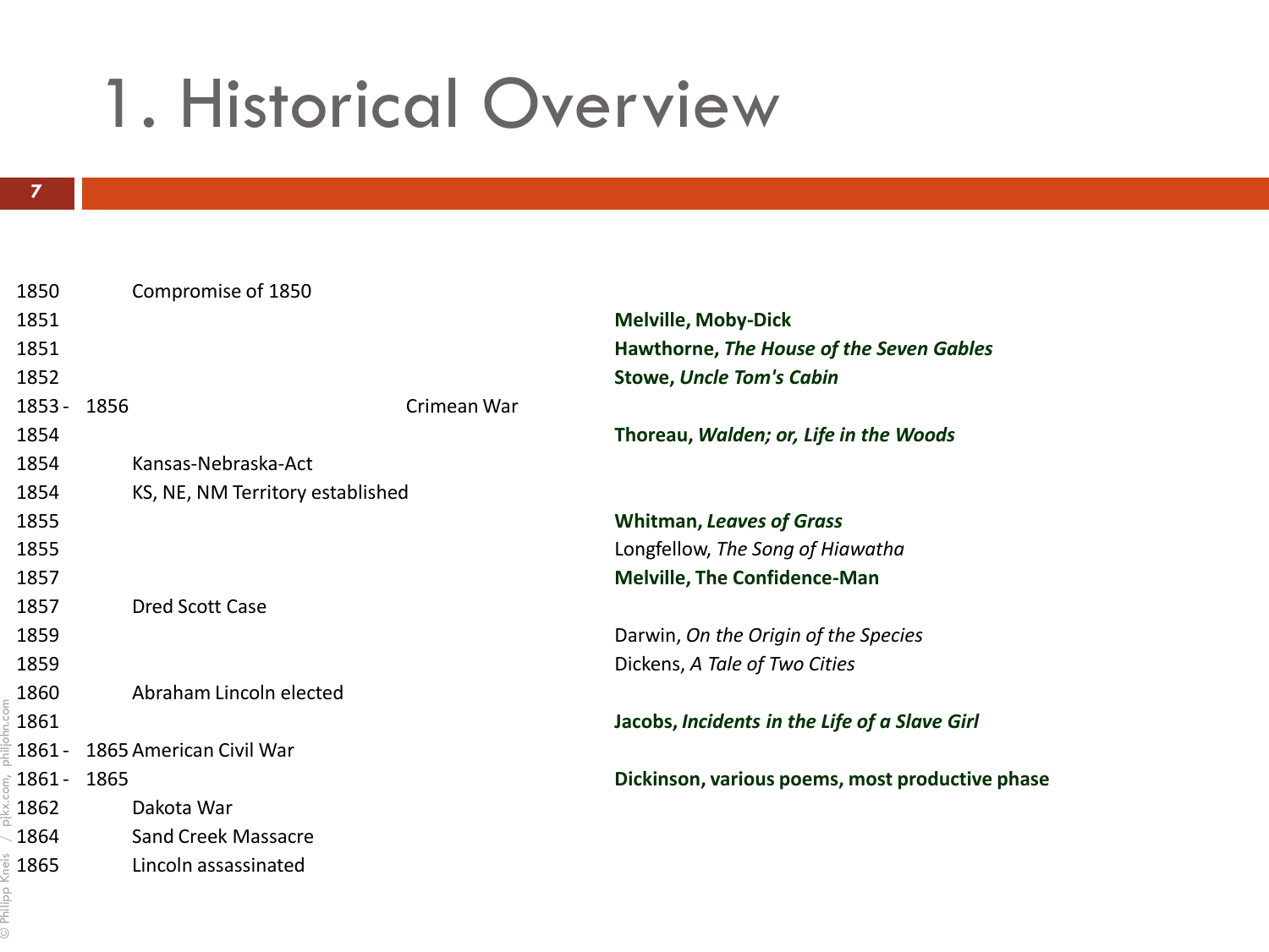# 1. Historical Overview

| Year | Event | | Literature |
|---|---|---|---|
| 1850 | Compromise of 1850 | | |
| 1851 | | | **Melville, Moby-Dick** |
| 1851 | | | **Hawthorne, *The House of the Seven Gables*** |
| 1852 | | | **Stowe, *Uncle Tom's Cabin*** |
| 1853 - 1856 | | Crimean War | |
| 1854 | | | **Thoreau, *Walden; or, Life in the Woods*** |
| 1854 | Kansas-Nebraska-Act | | |
| 1854 | KS, NE, NM Territory established | | |
| 1855 | | | **Whitman, *Leaves of Grass*** |
| 1855 | | | Longfellow, *The Song of Hiawatha* |
| 1857 | | | **Melville, The Confidence-Man** |
| 1857 | Dred Scott Case | | |
| 1859 | | | Darwin, *On the Origin of the Species* |
| 1859 | | | Dickens, *A Tale of Two Cities* |
| 1860 | Abraham Lincoln elected | | |
| 1861 | | | **Jacobs, *Incidents in the Life of a Slave Girl*** |
| 1861 - 1865 | American Civil War | | |
| 1861 - 1865 | | | **Dickinson, various poems, most productive phase** |
| 1862 | Dakota War | | |
| 1864 | Sand Creek Massacre | | |
| 1865 | Lincoln assassinated | | |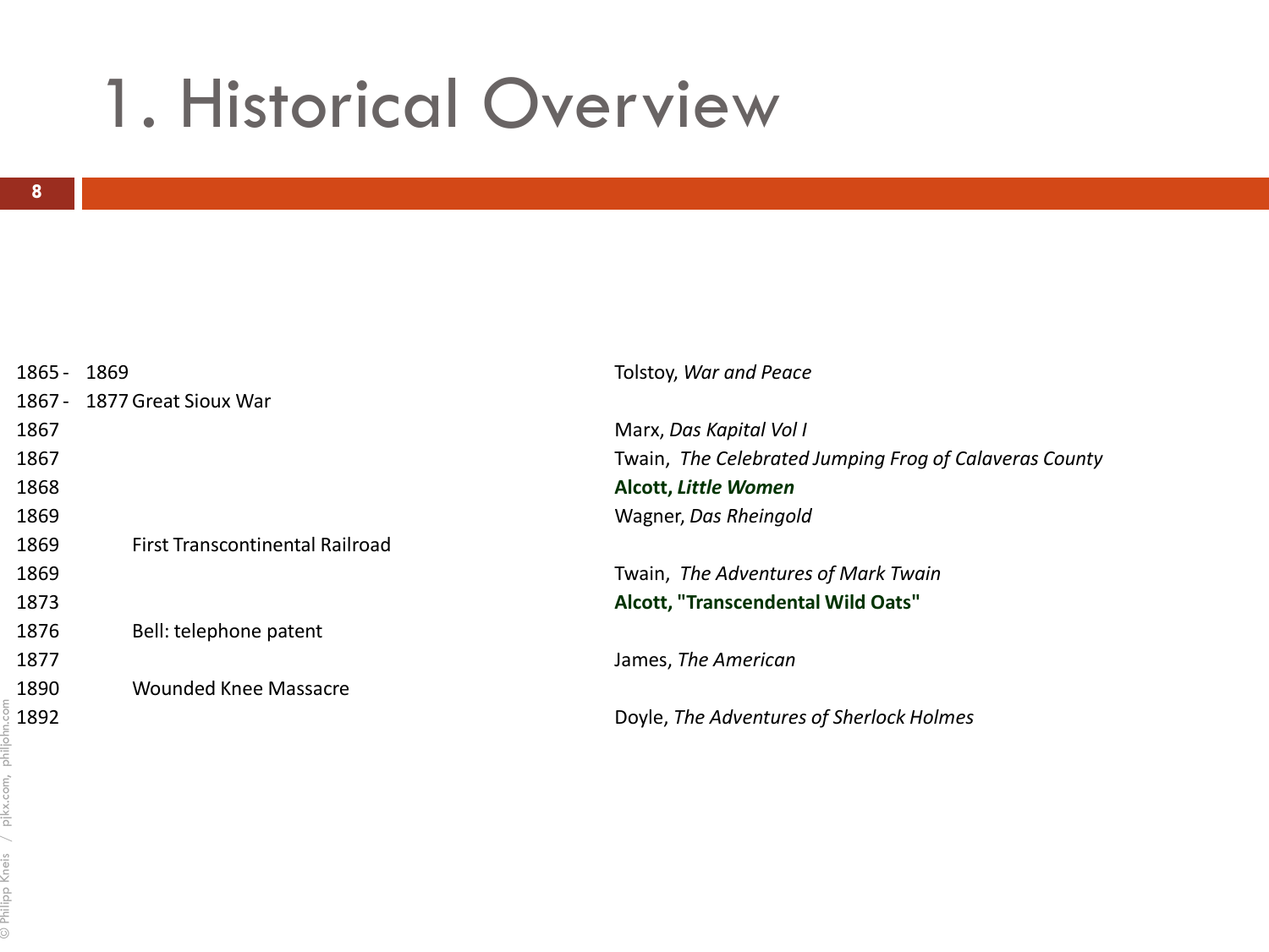# 1. Historical Overview

| Year | Event | Publication |
| --- | --- | --- |
| 1865 - 1869 | | Tolstoy, *War and Peace* |
| 1867 - 1877 | Great Sioux War | |
| 1867 | | Marx, *Das Kapital Vol I* |
| 1867 | | Twain, *The Celebrated Jumping Frog of Calaveras County* |
| 1868 | | **Alcott, *Little Women*** |
| 1869 | | Wagner, *Das Rheingold* |
| 1869 | First Transcontinental Railroad | |
| 1869 | | Twain, *The Adventures of Mark Twain* |
| 1873 | | **Alcott, "Transcendental Wild Oats"** |
| 1876 | Bell: telephone patent | |
| 1877 | | James, *The American* |
| 1890 | Wounded Knee Massacre | |
| 1892 | | Doyle, *The Adventures of Sherlock Holmes* |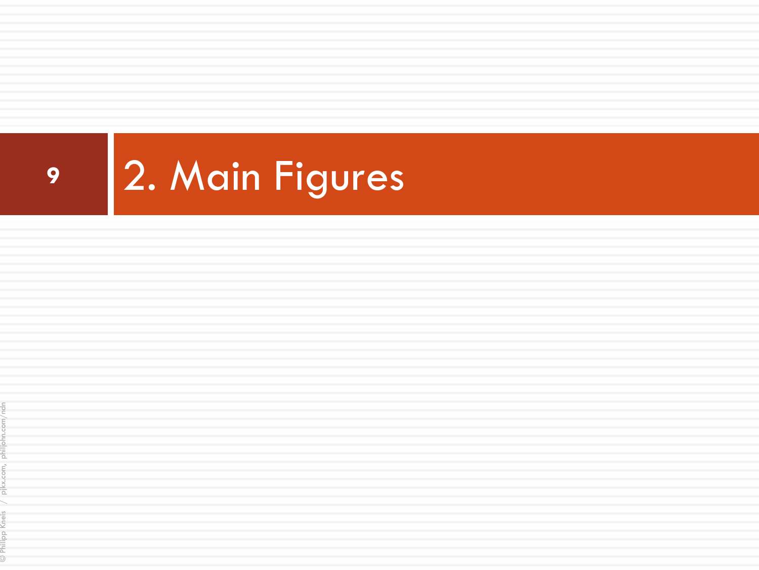# 2. Main Figures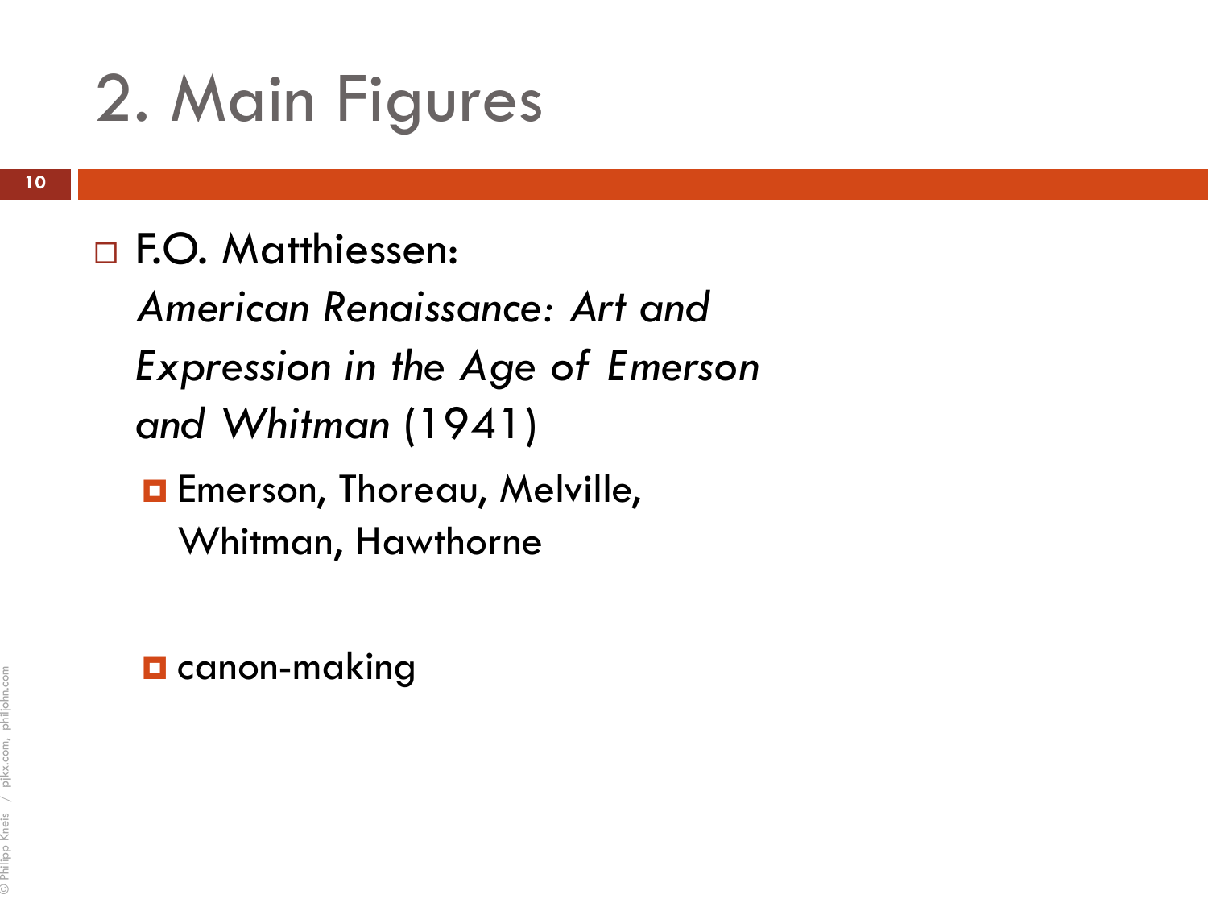# 2. Main Figures

- F.O. Matthiessen: *American Renaissance: Art and Expression in the Age of Emerson and Whitman* (1941)
  - Emerson, Thoreau, Melville, Whitman, Hawthorne
  - canon-making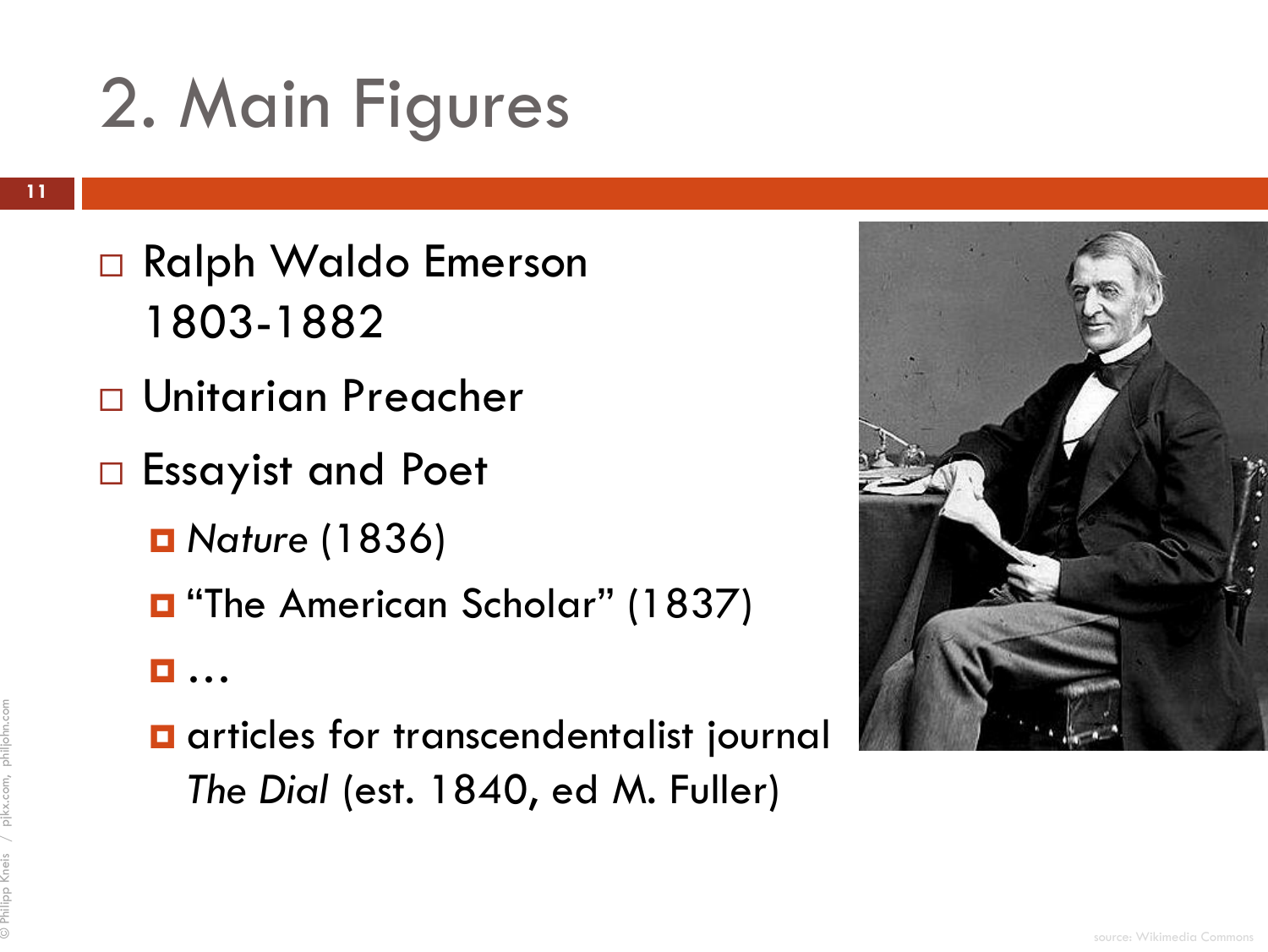# 2. Main Figures

- Ralph Waldo Emerson
  1803-1882
- Unitarian Preacher
- Essayist and Poet
  - *Nature* (1836)
  - "The American Scholar" (1837)
  - …
  - articles for transcendentalist journal *The Dial* (est. 1840, ed M. Fuller)

source: Wikimedia Commons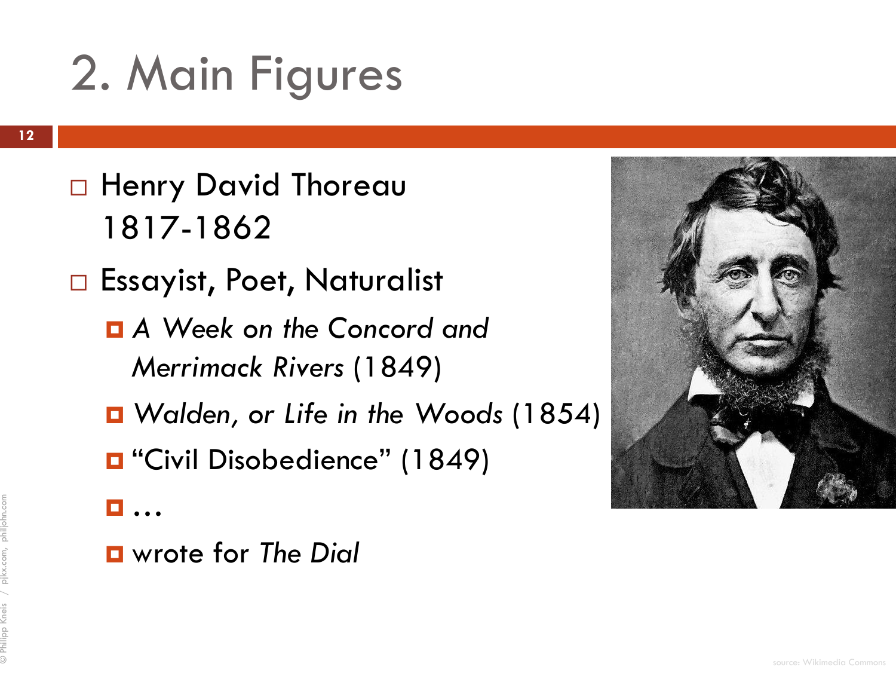# 2. Main Figures

- Henry David Thoreau 1817-1862
- Essayist, Poet, Naturalist
  - *A Week on the Concord and Merrimack Rivers* (1849)
  - *Walden, or Life in the Woods* (1854)
  - "Civil Disobedience" (1849)
  - …
  - wrote for *The Dial*

source: Wikimedia Commons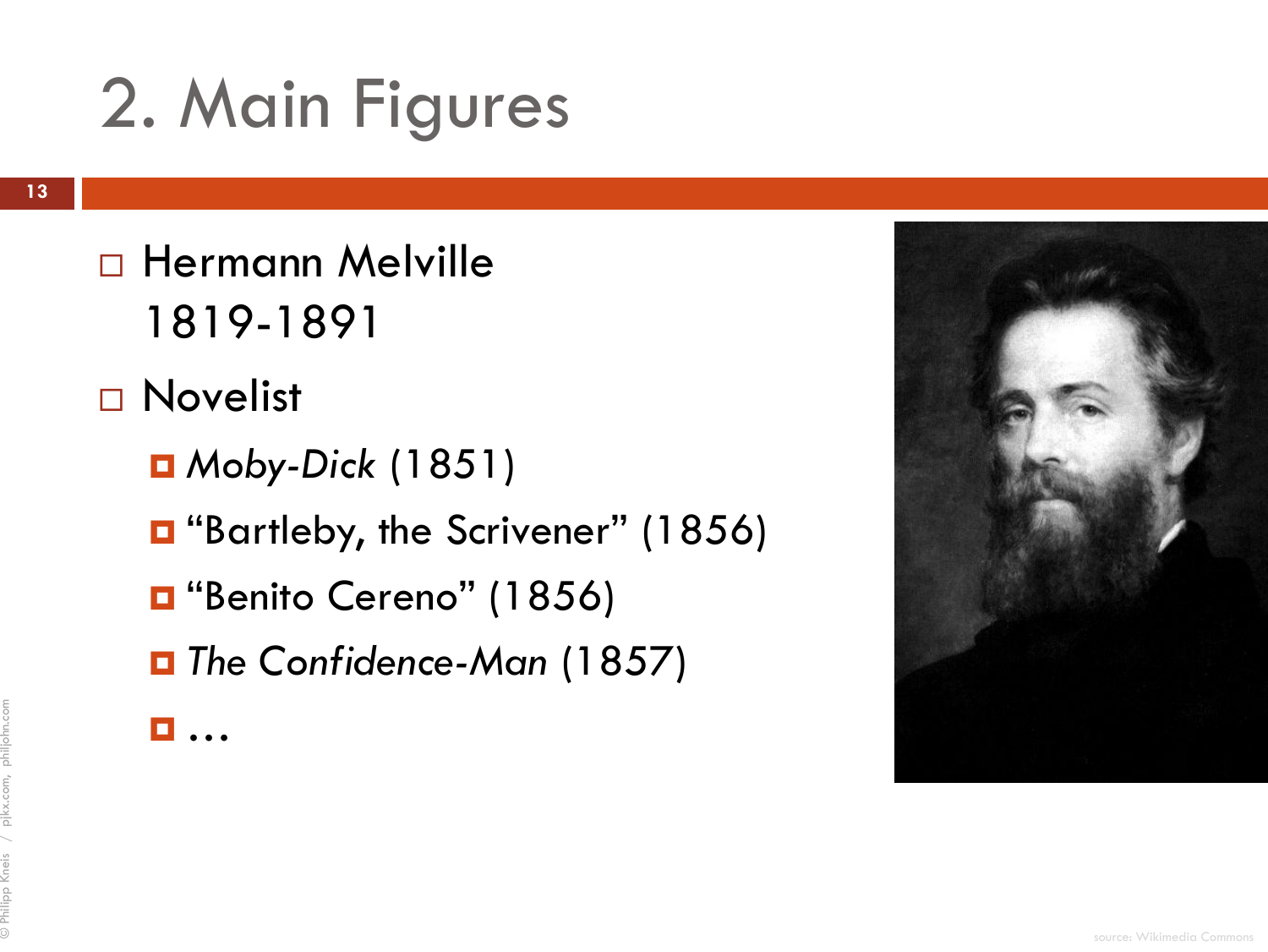# 2. Main Figures

- Hermann Melville
  1819-1891
- Novelist
  - *Moby-Dick* (1851)
  - "Bartleby, the Scrivener" (1856)
  - "Benito Cereno" (1856)
  - *The Confidence-Man* (1857)
  - …

source: Wikimedia Commons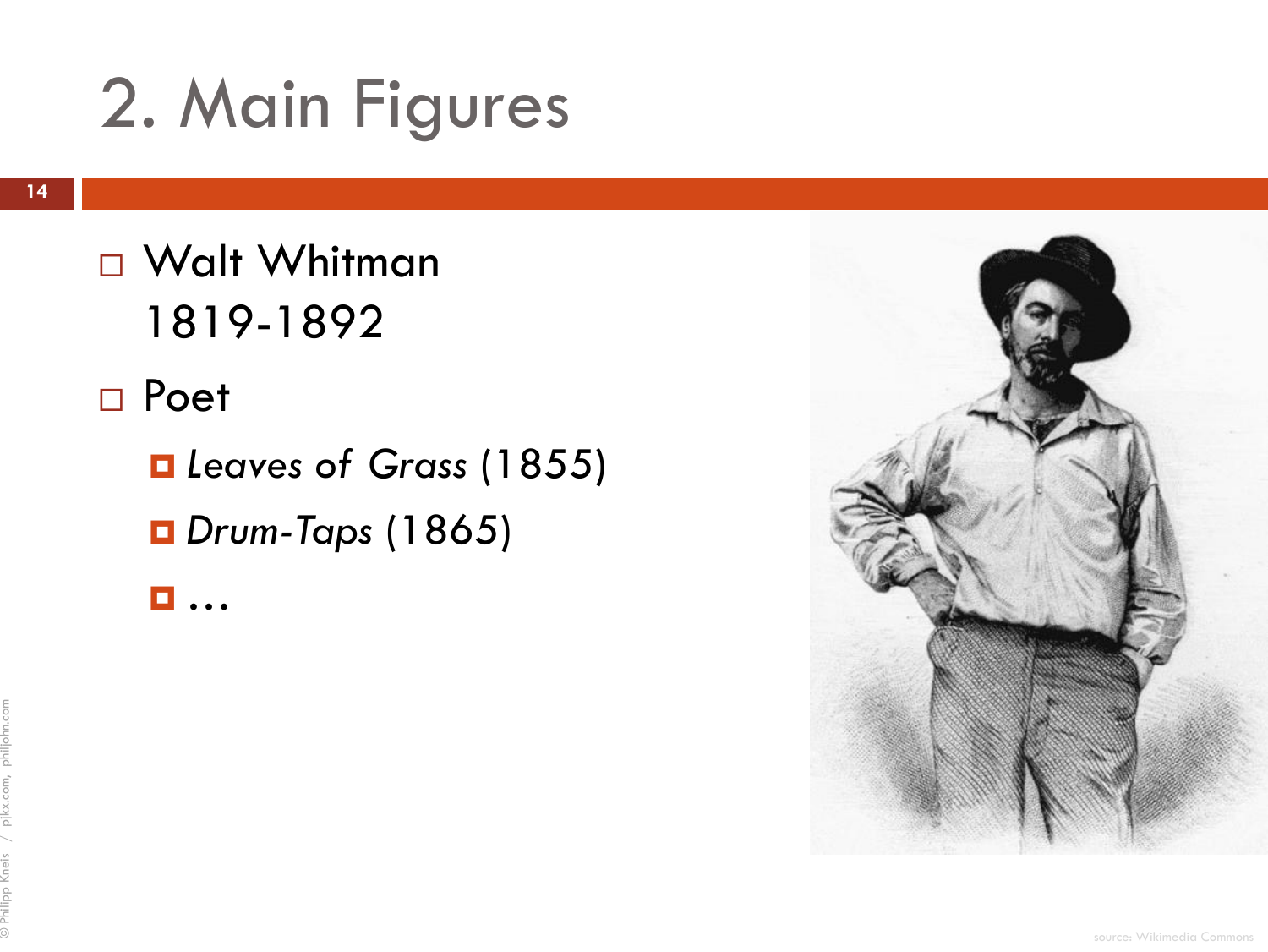# 2. Main Figures

- Walt Whitman
  1819-1892
- Poet
  - *Leaves of Grass* (1855)
  - *Drum-Taps* (1865)
  - …

source: Wikimedia Commons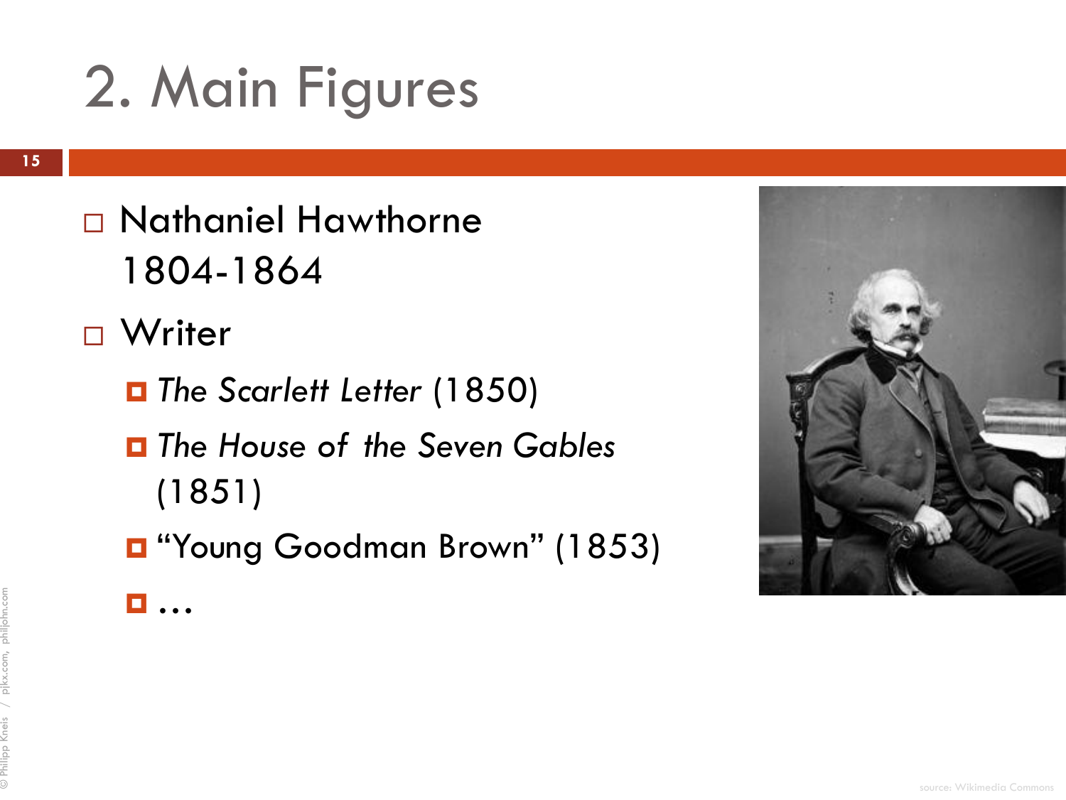# 2. Main Figures

- Nathaniel Hawthorne 1804-1864
- Writer
  - *The Scarlett Letter* (1850)
  - *The House of the Seven Gables* (1851)
  - "Young Goodman Brown" (1853)
  - …

source: Wikimedia Commons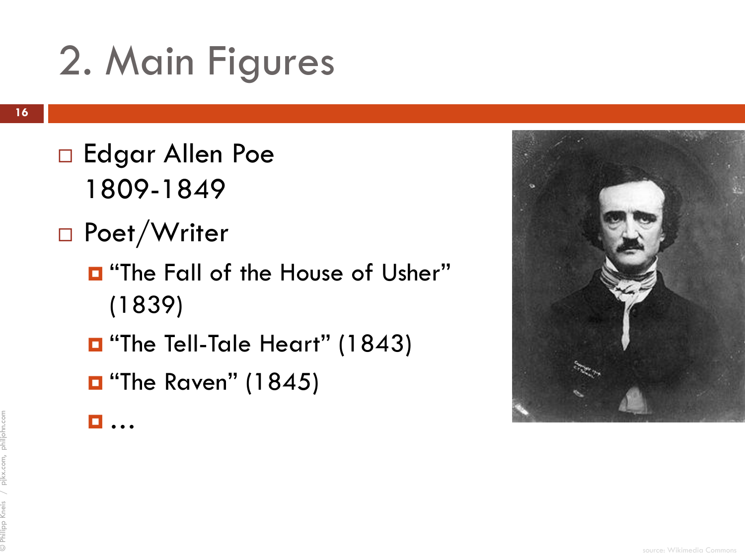# 2. Main Figures

- Edgar Allen Poe
  1809-1849
- Poet/Writer
  - "The Fall of the House of Usher" (1839)
  - "The Tell-Tale Heart" (1843)
  - "The Raven" (1845)
  - …

source: Wikimedia Commons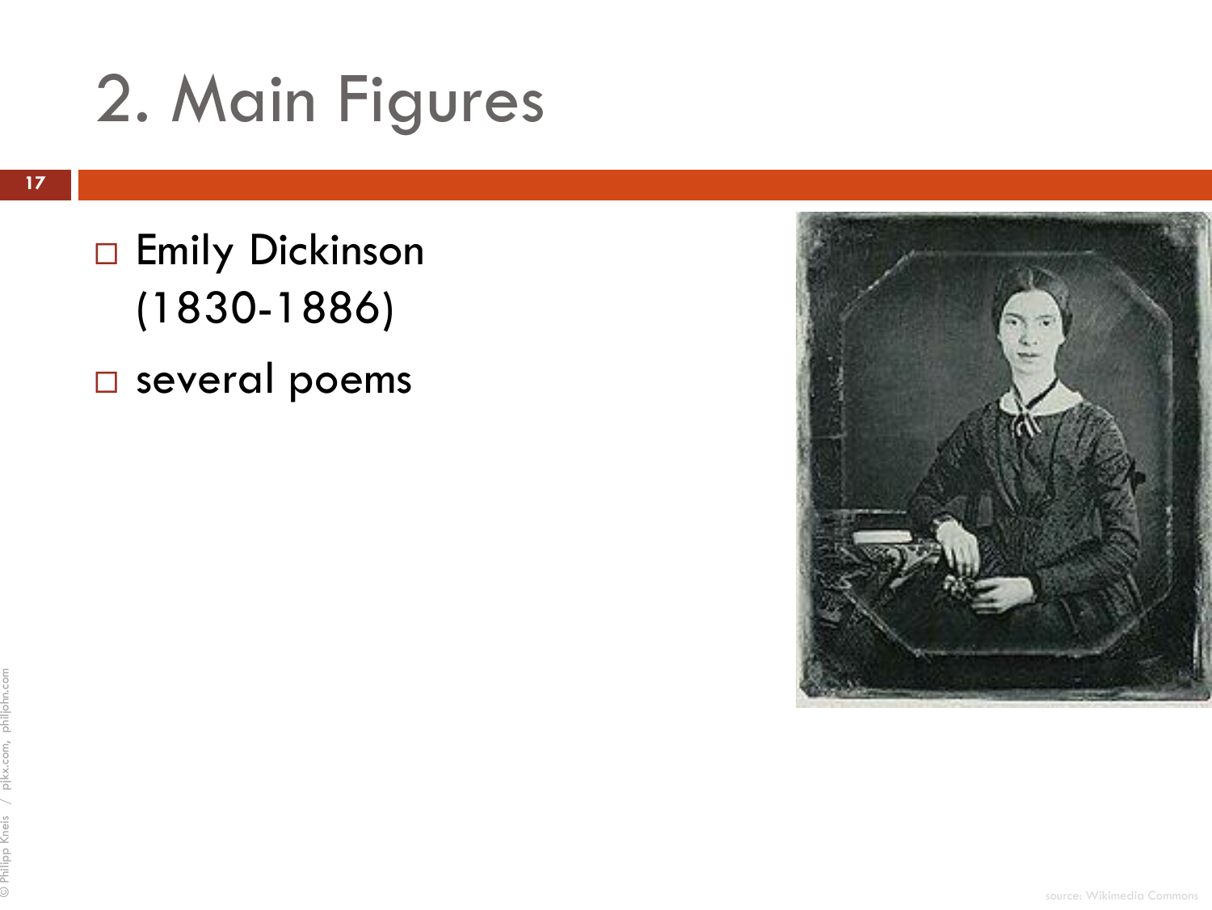# 2. Main Figures

- Emily Dickinson (1830-1886)
- several poems

source: Wikimedia Commons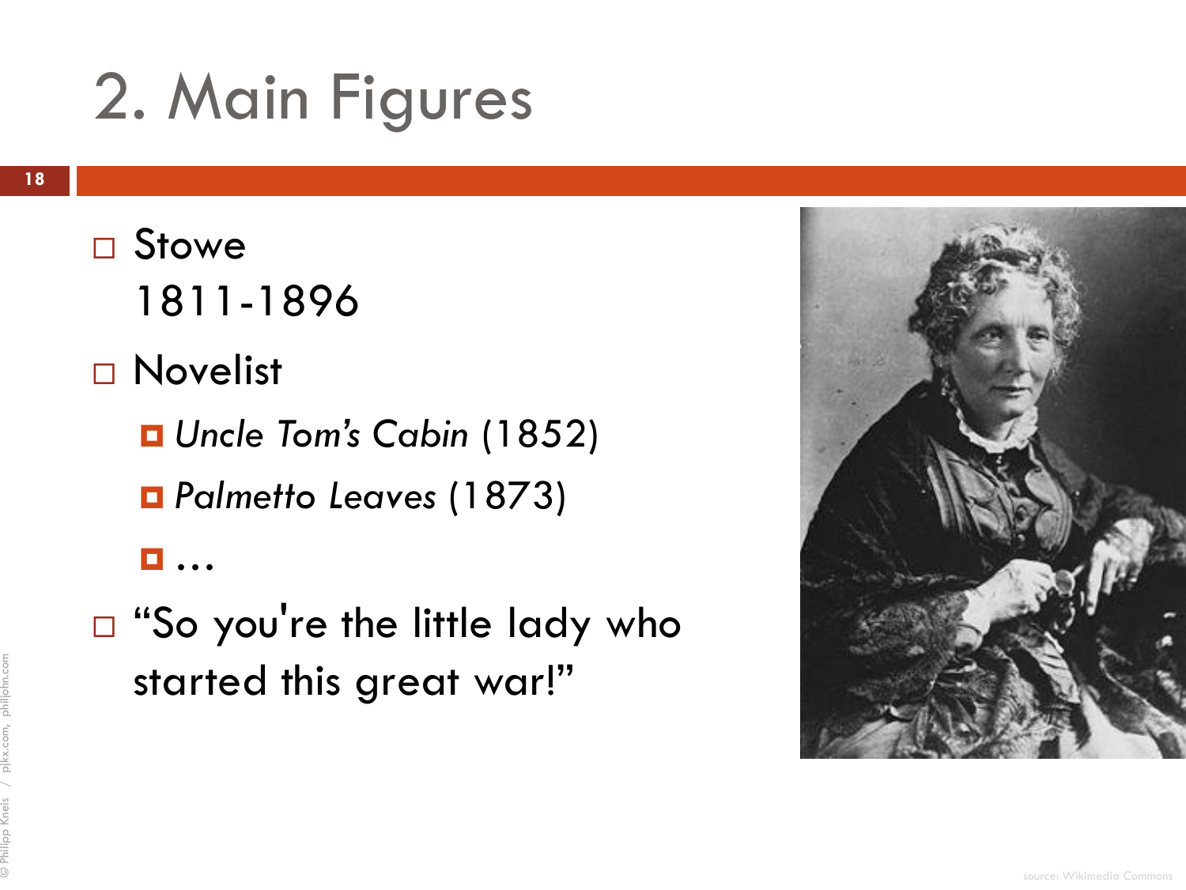# 2. Main Figures

- Stowe
  1811-1896
- Novelist
  - *Uncle Tom's Cabin* (1852)
  - *Palmetto Leaves* (1873)
  - …
- "So you're the little lady who started this great war!"

source: Wikimedia Commons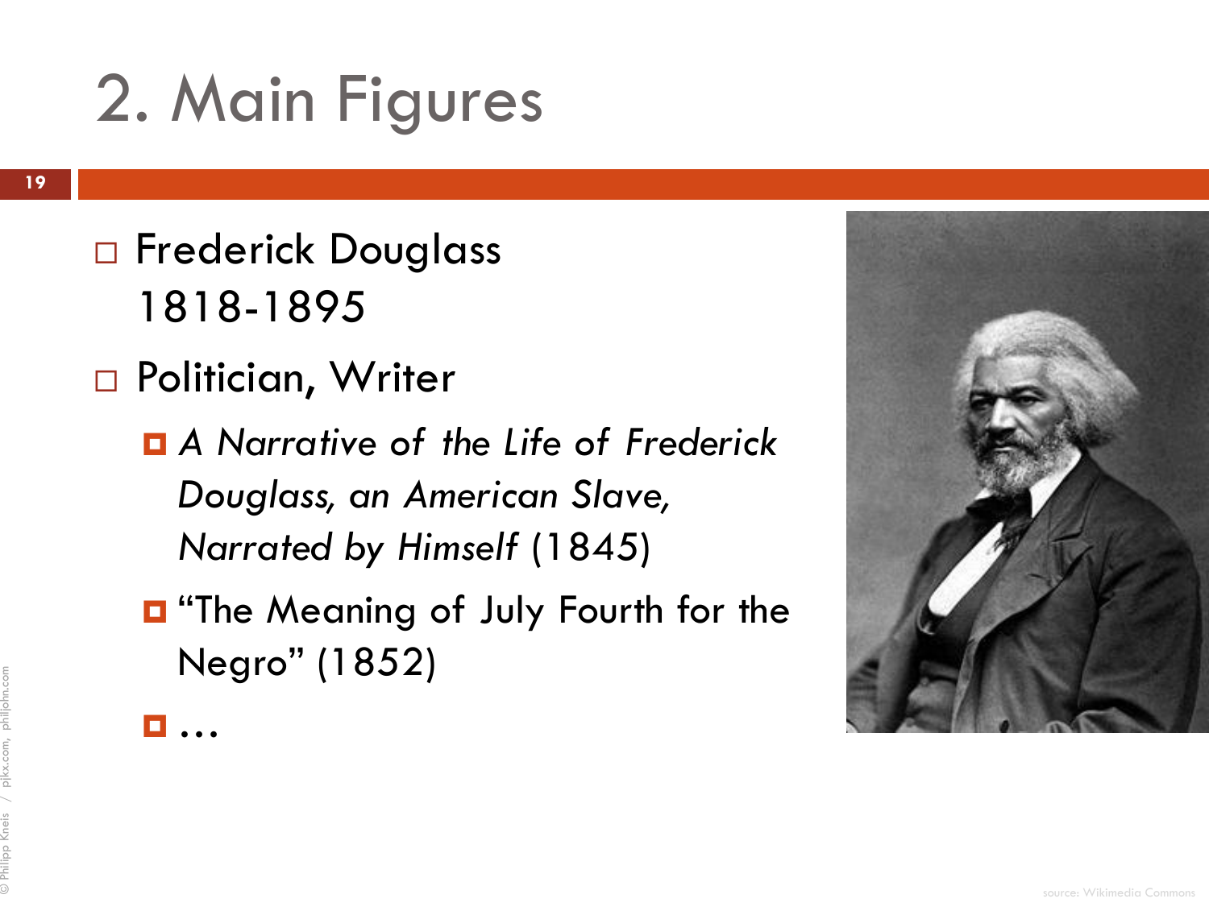# 2. Main Figures

- Frederick Douglass
  1818-1895
- Politician, Writer
  - *A Narrative of the Life of Frederick Douglass, an American Slave, Narrated by Himself* (1845)
  - "The Meaning of July Fourth for the Negro" (1852)
  - …

source: Wikimedia Commons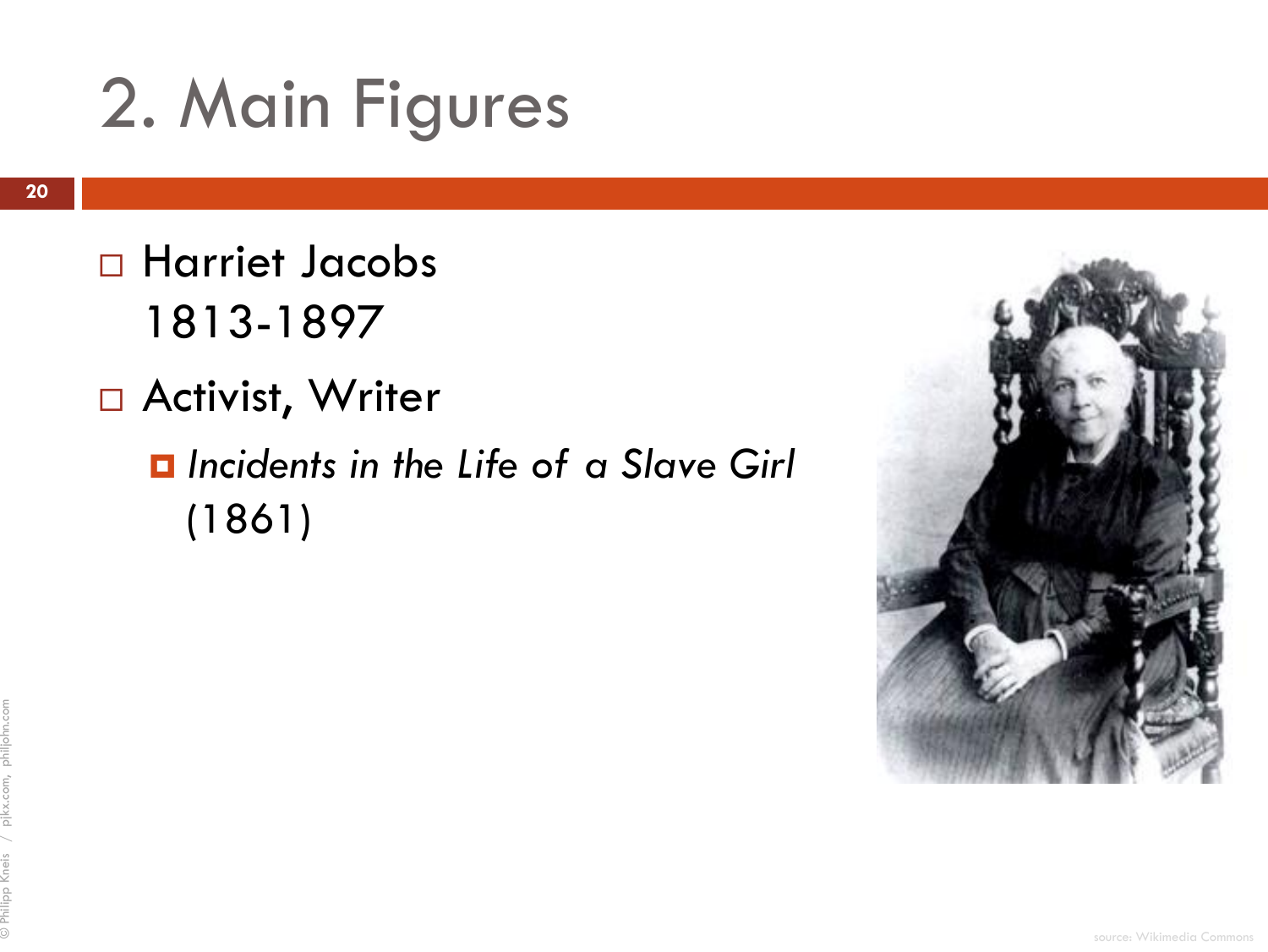# 2. Main Figures

- Harriet Jacobs
  1813-1897
- Activist, Writer
  - *Incidents in the Life of a Slave Girl* (1861)

source: Wikimedia Commons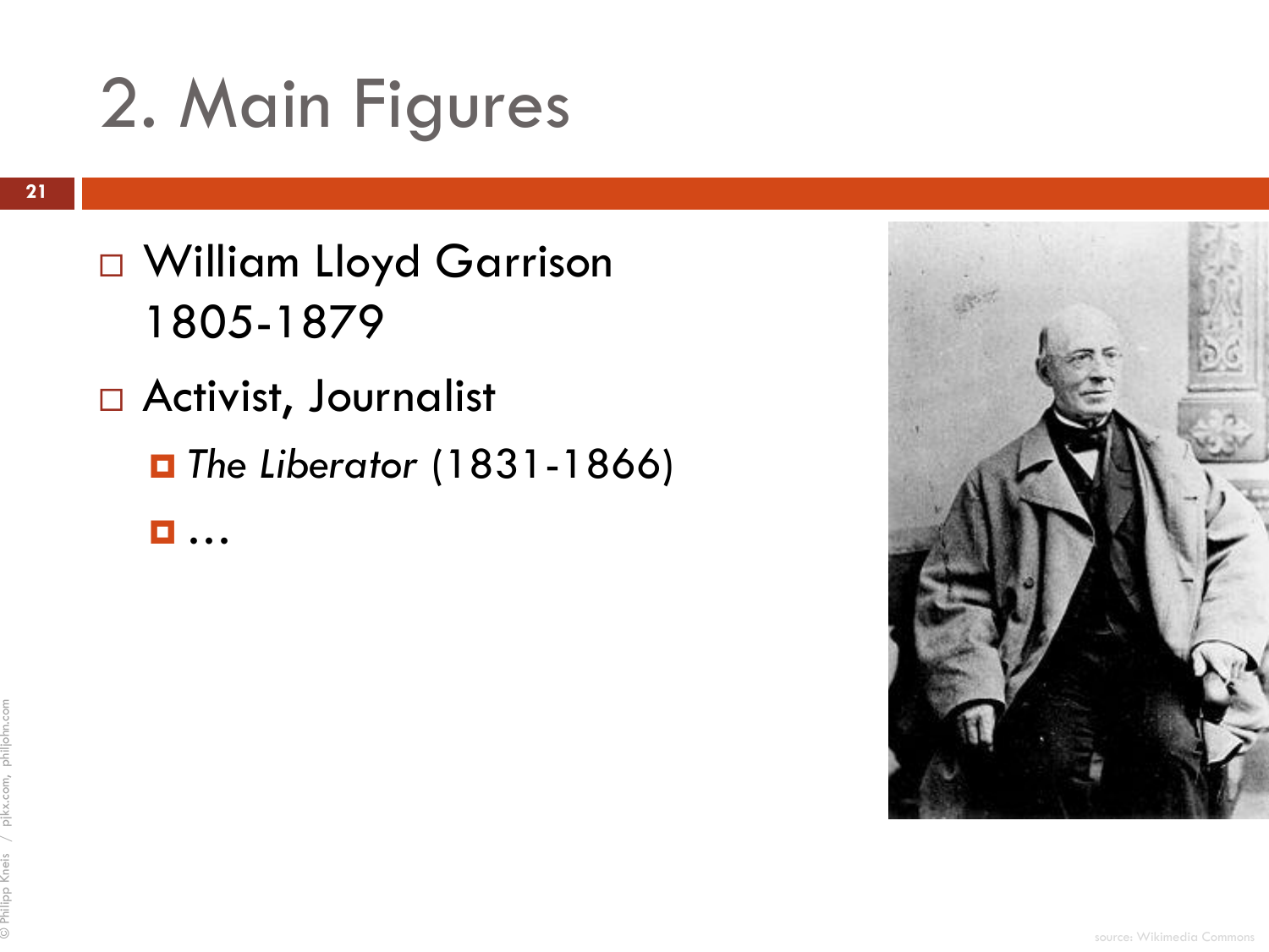## 2. Main Figures

- William Lloyd Garrison 1805-1879
- Activist, Journalist
  - *The Liberator* (1831-1866)
  - …

source: Wikimedia Commons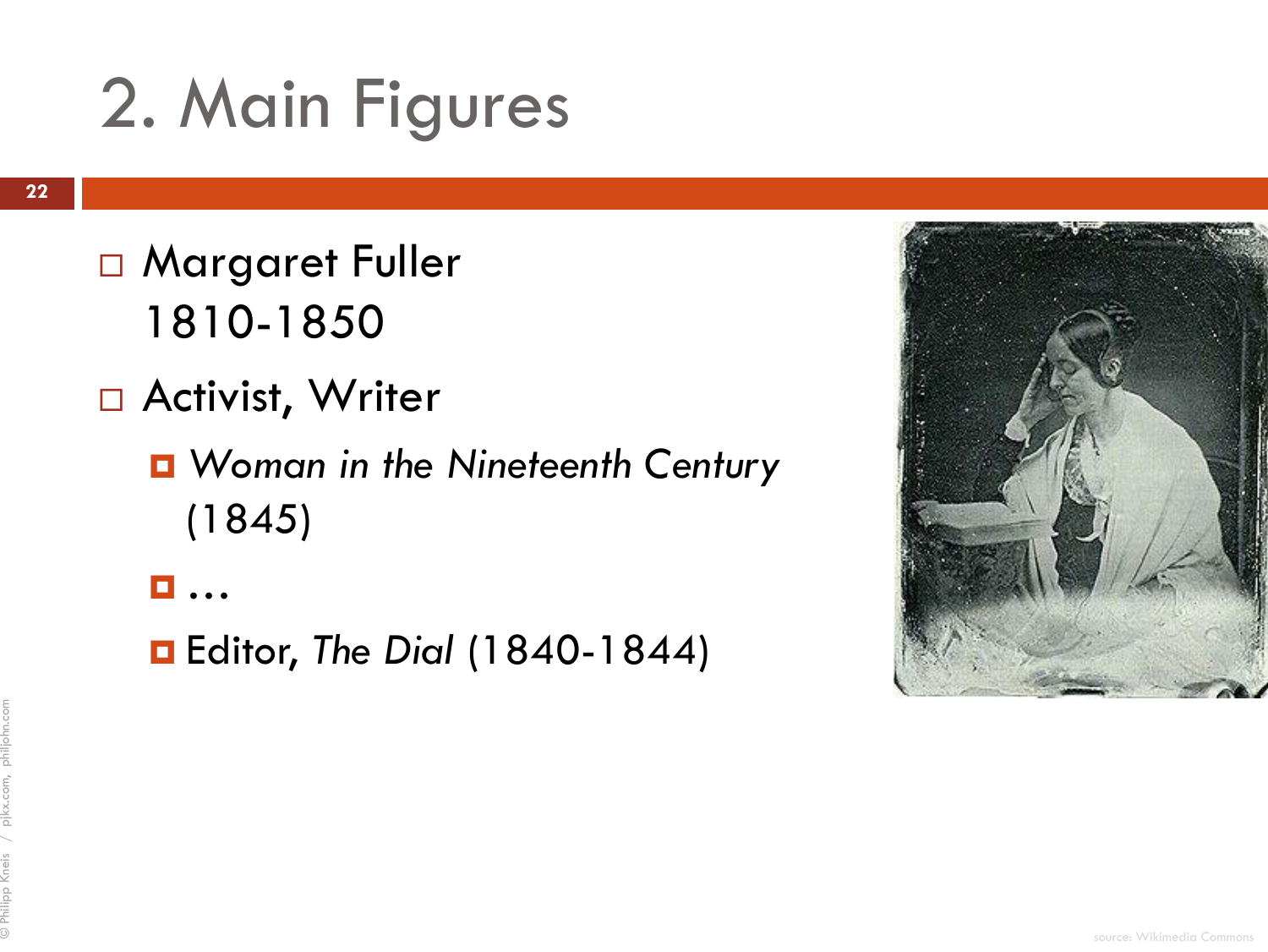# 2. Main Figures

- Margaret Fuller
  1810-1850
- Activist, Writer
  - *Woman in the Nineteenth Century* (1845)
  - …
  - Editor, *The Dial* (1840-1844)

source: Wikimedia Commons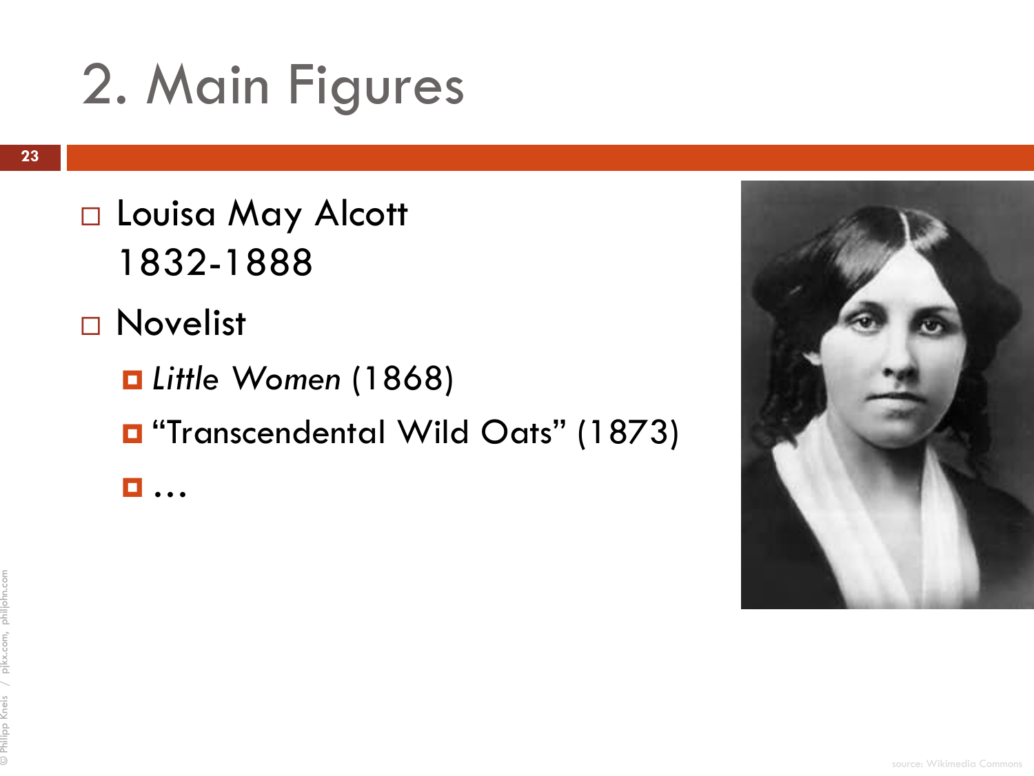# 2. Main Figures

- Louisa May Alcott
  1832-1888
- Novelist
  - *Little Women* (1868)
  - "Transcendental Wild Oats" (1873)
  - …

source: Wikimedia Commons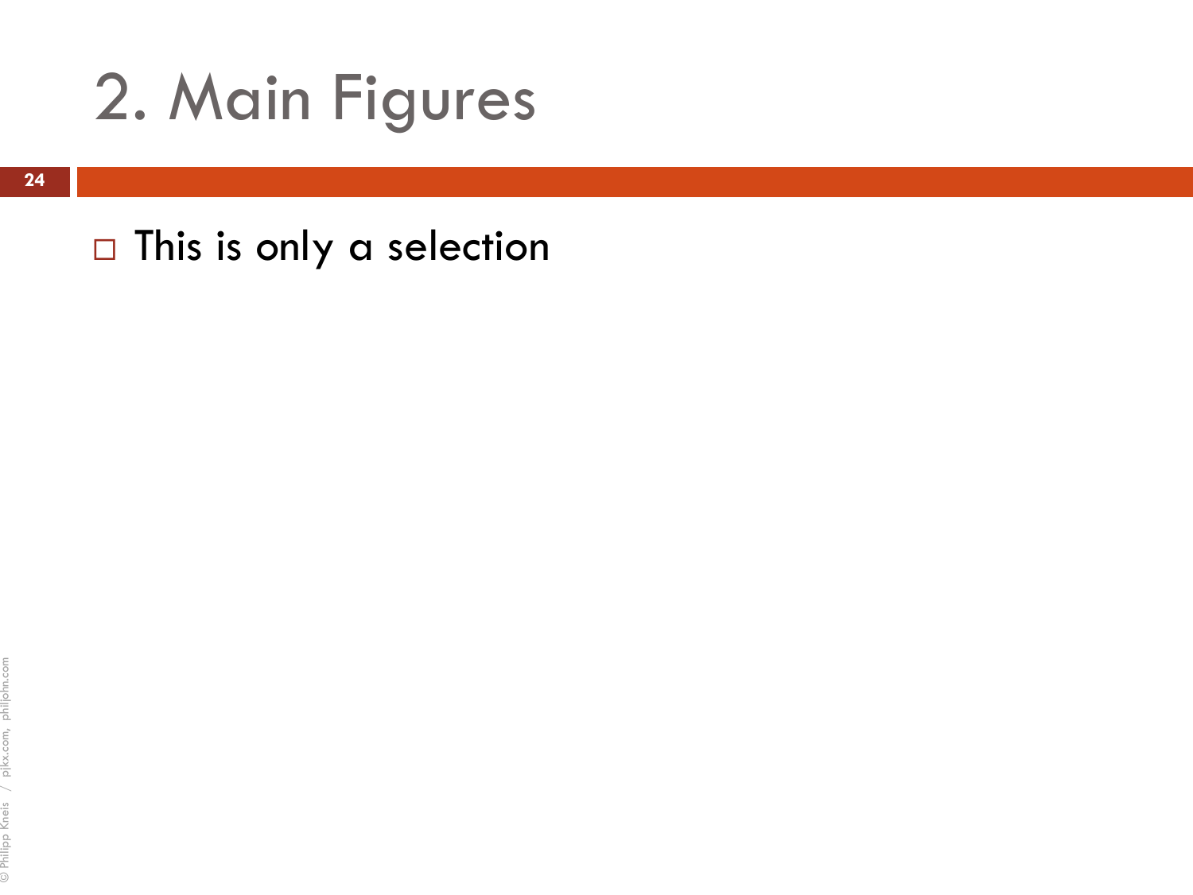# 2. Main Figures

- This is only a selection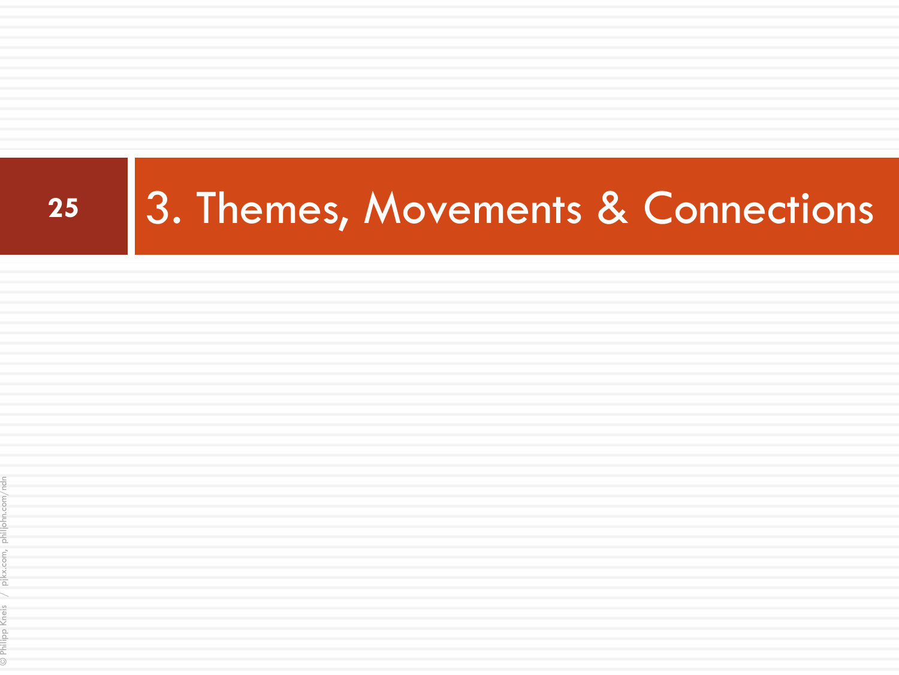# 3. Themes, Movements & Connections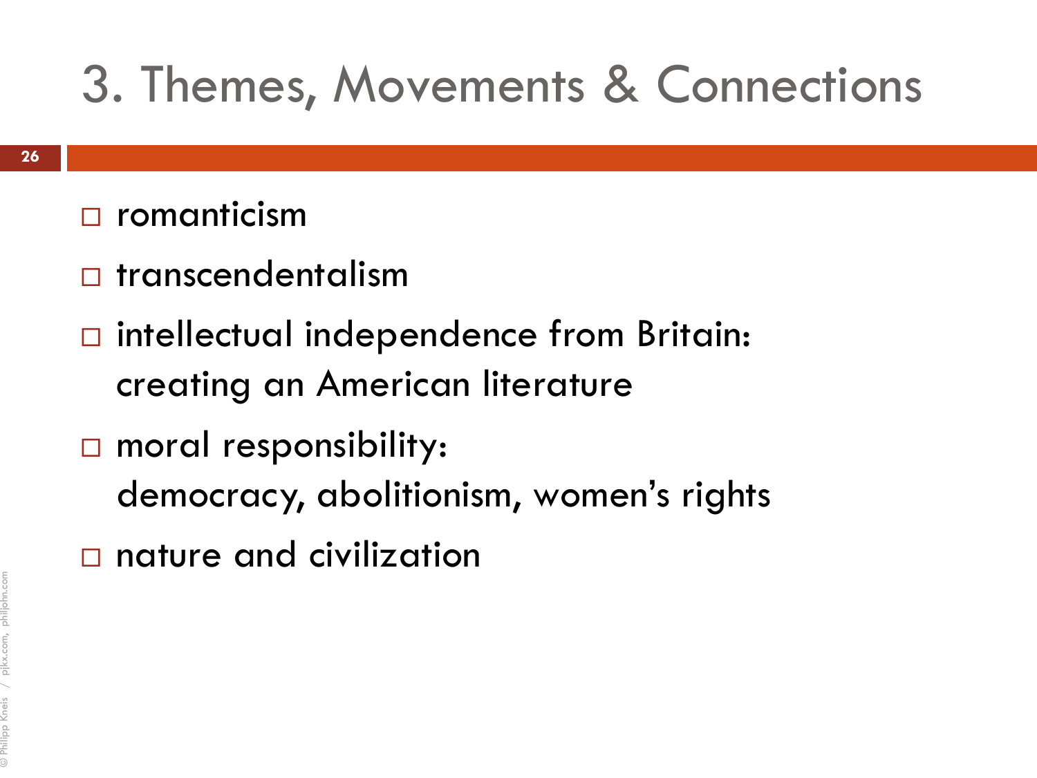# 3. Themes, Movements & Connections

- romanticism
- transcendentalism
- intellectual independence from Britain:
  creating an American literature
- moral responsibility:
  democracy, abolitionism, women's rights
- nature and civilization